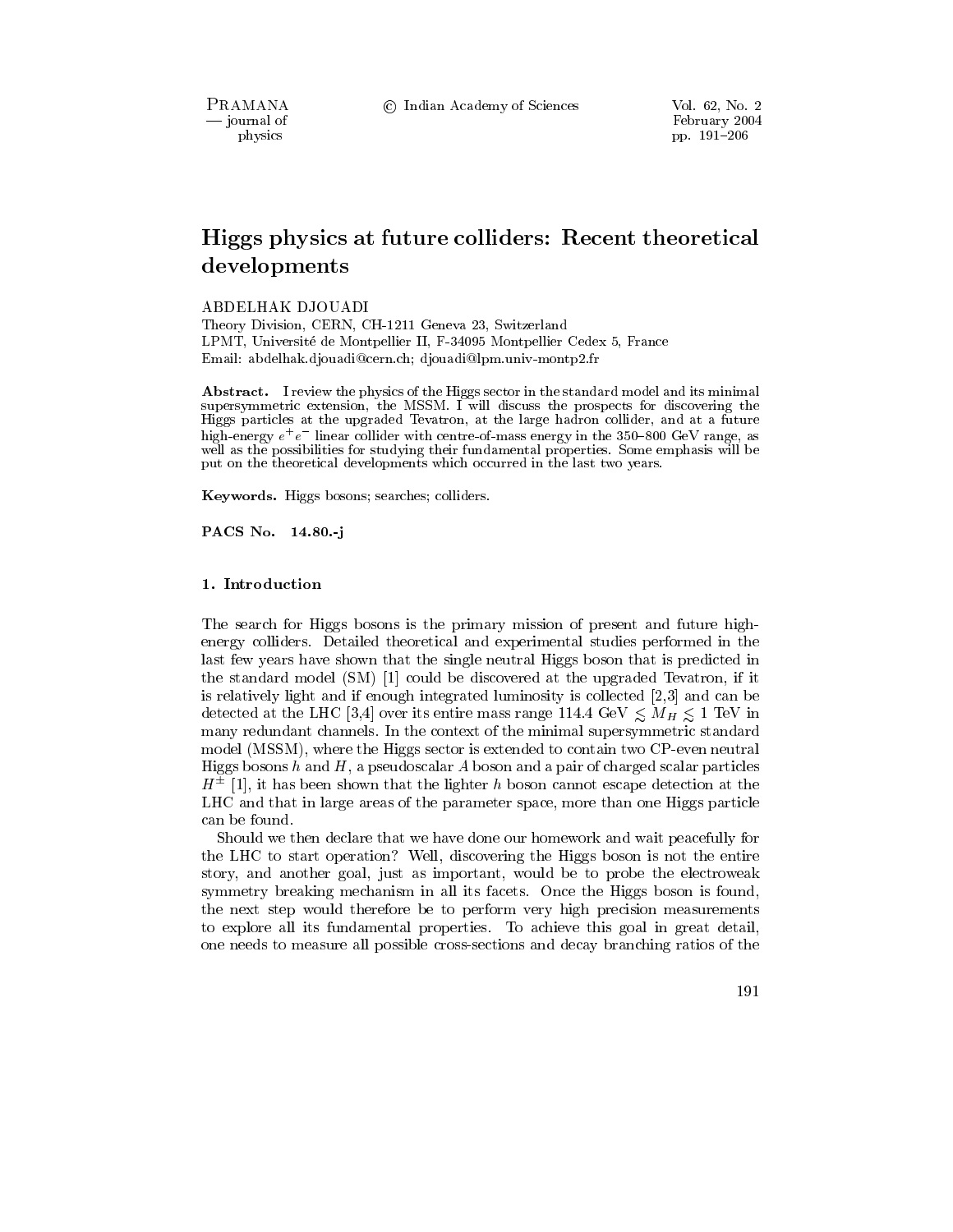# Higgs physics at future colliders: Recent theoretical developments

ABDELHAK DJOUADI

Theory Division, CERN, CH-1211 Geneva 23, Switzerland
LPMT, Université de Montpellier II, F-34095 Montpellier Cedex 5, France
Email: abdelhak.djouadi@cern.ch; djouadi@lpm.univ-montp2.fr

**Abstract.** I review the physics of the Higgs sector in the standard model and its minimal supersymmetric extension, the MSSM. I will discuss the prospects for discovering the Higgs particles at the upgraded Tevatron, at the large hadron collider, and at a future high-energy $e^+e^-$ linear collider with centre-of-mass energy in the 350–800 GeV range, as well as the possibilities for studying their fundamental properties. Some emphasis will be put on the theoretical developments which occurred in the last two years.

**Keywords.** Higgs bosons; searches; colliders.

**PACS No.** 14.80.-j

## 1. Introduction

The search for Higgs bosons is the primary mission of present and future high-energy colliders. Detailed theoretical and experimental studies performed in the last few years have shown that the single neutral Higgs boson that is predicted in the standard model (SM) [1] could be discovered at the upgraded Tevatron, if it is relatively light and if enough integrated luminosity is collected [2,3] and can be detected at the LHC [3,4] over its entire mass range 114.4 GeV $\lesssim M_H \lesssim$ 1 TeV in many redundant channels. In the context of the minimal supersymmetric standard model (MSSM), where the Higgs sector is extended to contain two CP-even neutral Higgs bosons $h$ and $H$, a pseudoscalar $A$ boson and a pair of charged scalar particles $H^{\pm}$ [1], it has been shown that the lighter $h$ boson cannot escape detection at the LHC and that in large areas of the parameter space, more than one Higgs particle can be found.

Should we then declare that we have done our homework and wait peacefully for the LHC to start operation? Well, discovering the Higgs boson is not the entire story, and another goal, just as important, would be to probe the electroweak symmetry breaking mechanism in all its facets. Once the Higgs boson is found, the next step would therefore be to perform very high precision measurements to explore all its fundamental properties. To achieve this goal in great detail, one needs to measure all possible cross-sections and decay branching ratios of the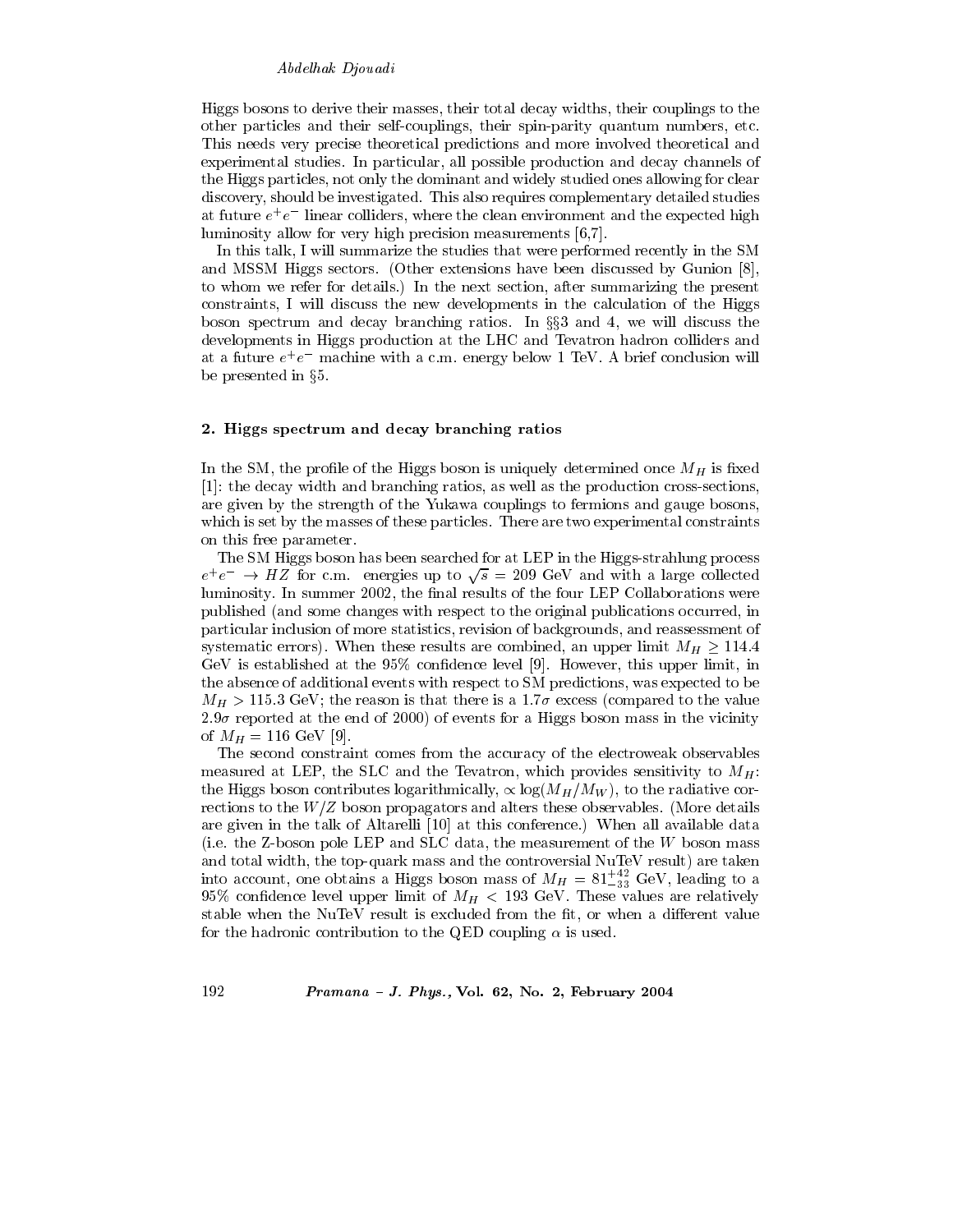Higgs bosons to derive their masses, their total decay widths, their couplings to the other particles and their self-couplings, their spin-parity quantum numbers, etc. This needs very precise theoretical predictions and more involved theoretical and experimental studies. In particular, all possible production and decay channels of the Higgs particles, not only the dominant and widely studied ones allowing for clear discovery, should be investigated. This also requires complementary detailed studies at future $e^+e^-$ linear colliders, where the clean environment and the expected high luminosity allow for very high precision measurements [6,7].

In this talk, I will summarize the studies that were performed recently in the SM and MSSM Higgs sectors. (Other extensions have been discussed by Gunion [8], to whom we refer for details.) In the next section, after summarizing the present constraints, I will discuss the new developments in the calculation of the Higgs boson spectrum and decay branching ratios. In §§3 and 4, we will discuss the developments in Higgs production at the LHC and Tevatron hadron colliders and at a future $e^+e^-$ machine with a c.m. energy below 1 TeV. A brief conclusion will be presented in §5.

## 2. Higgs spectrum and decay branching ratios

In the SM, the profile of the Higgs boson is uniquely determined once $M_H$ is fixed [1]: the decay width and branching ratios, as well as the production cross-sections, are given by the strength of the Yukawa couplings to fermions and gauge bosons, which is set by the masses of these particles. There are two experimental constraints on this free parameter.

The SM Higgs boson has been searched for at LEP in the Higgs-strahlung process $e^+e^- \to HZ$ for c.m. energies up to $\sqrt{s} = 209$ GeV and with a large collected luminosity. In summer 2002, the final results of the four LEP Collaborations were published (and some changes with respect to the original publications occurred, in particular inclusion of more statistics, revision of backgrounds, and reassessment of systematic errors). When these results are combined, an upper limit $M_H \geq 114.4$ GeV is established at the 95% confidence level [9]. However, this upper limit, in the absence of additional events with respect to SM predictions, was expected to be $M_H > 115.3$ GeV; the reason is that there is a $1.7\sigma$ excess (compared to the value $2.9\sigma$ reported at the end of 2000) of events for a Higgs boson mass in the vicinity of $M_H = 116$ GeV [9].

The second constraint comes from the accuracy of the electroweak observables measured at LEP, the SLC and the Tevatron, which provides sensitivity to $M_H$: the Higgs boson contributes logarithmically, $\propto \log(M_H/M_W)$, to the radiative corrections to the $W/Z$ boson propagators and alters these observables. (More details are given in the talk of Altarelli [10] at this conference.) When all available data (i.e. the Z-boson pole LEP and SLC data, the measurement of the $W$ boson mass and total width, the top-quark mass and the controversial NuTeV result) are taken into account, one obtains a Higgs boson mass of $M_H = 81^{+42}_{-33}$ GeV, leading to a 95% confidence level upper limit of $M_H < 193$ GeV. These values are relatively stable when the NuTeV result is excluded from the fit, or when a different value for the hadronic contribution to the QED coupling $\alpha$ is used.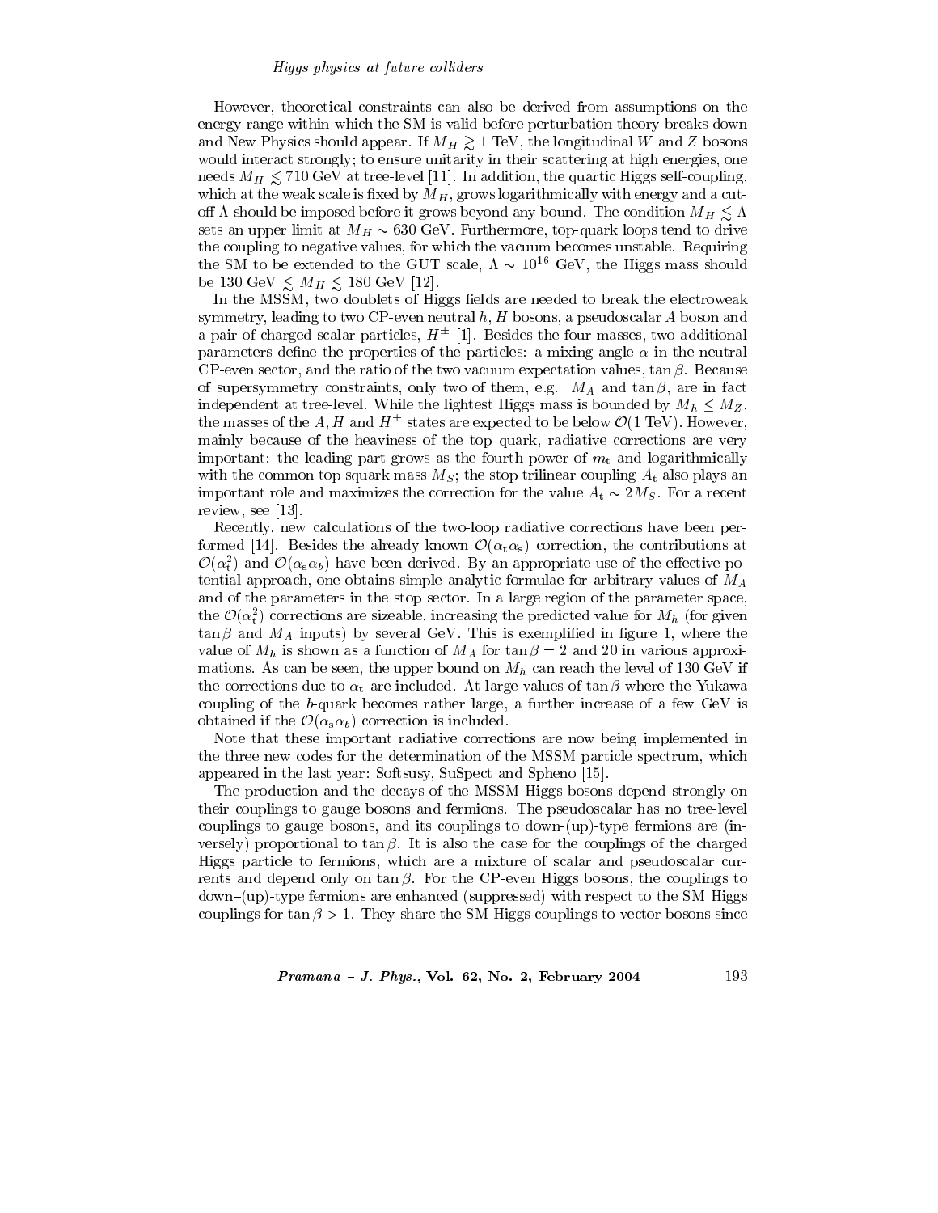However, theoretical constraints can also be derived from assumptions on the energy range within which the SM is valid before perturbation theory breaks down and New Physics should appear. If $M_H \gtrsim 1$ TeV, the longitudinal $W$ and $Z$ bosons would interact strongly; to ensure unitarity in their scattering at high energies, one needs $M_H \lesssim 710$ GeV at tree-level [11]. In addition, the quartic Higgs self-coupling, which at the weak scale is fixed by $M_H$, grows logarithmically with energy and a cut-off $\Lambda$ should be imposed before it grows beyond any bound. The condition $M_H \lesssim \Lambda$ sets an upper limit at $M_H \sim 630$ GeV. Furthermore, top-quark loops tend to drive the coupling to negative values, for which the vacuum becomes unstable. Requiring the SM to be extended to the GUT scale, $\Lambda \sim 10^{16}$ GeV, the Higgs mass should be 130 GeV $\lesssim M_H \lesssim$ 180 GeV [12].

In the MSSM, two doublets of Higgs fields are needed to break the electroweak symmetry, leading to two CP-even neutral $h, H$ bosons, a pseudoscalar $A$ boson and a pair of charged scalar particles, $H^\pm$ [1]. Besides the four masses, two additional parameters define the properties of the particles: a mixing angle $\alpha$ in the neutral CP-even sector, and the ratio of the two vacuum expectation values, $\tan\beta$. Because of supersymmetry constraints, only two of them, e.g. $M_A$ and $\tan\beta$, are in fact independent at tree-level. While the lightest Higgs mass is bounded by $M_h \leq M_Z$, the masses of the $A, H$ and $H^\pm$ states are expected to be below $\mathcal{O}(1$ TeV$)$. However, mainly because of the heaviness of the top quark, radiative corrections are very important: the leading part grows as the fourth power of $m_t$ and logarithmically with the common top squark mass $M_S$; the stop trilinear coupling $A_t$ also plays an important role and maximizes the correction for the value $A_t \sim 2M_S$. For a recent review, see [13].

Recently, new calculations of the two-loop radiative corrections have been performed [14]. Besides the already known $\mathcal{O}(\alpha_t\alpha_s)$ correction, the contributions at $\mathcal{O}(\alpha_t^2)$ and $\mathcal{O}(\alpha_s\alpha_b)$ have been derived. By an appropriate use of the effective potential approach, one obtains simple analytic formulae for arbitrary values of $M_A$ and of the parameters in the stop sector. In a large region of the parameter space, the $\mathcal{O}(\alpha_t^2)$ corrections are sizeable, increasing the predicted value for $M_h$ (for given $\tan\beta$ and $M_A$ inputs) by several GeV. This is exemplified in figure 1, where the value of $M_h$ is shown as a function of $M_A$ for $\tan\beta = 2$ and 20 in various approximations. As can be seen, the upper bound on $M_h$ can reach the level of 130 GeV if the corrections due to $\alpha_t$ are included. At large values of $\tan\beta$ where the Yukawa coupling of the $b$-quark becomes rather large, a further increase of a few GeV is obtained if the $\mathcal{O}(\alpha_s\alpha_b)$ correction is included.

Note that these important radiative corrections are now being implemented in the three new codes for the determination of the MSSM particle spectrum, which appeared in the last year: Softsusy, SuSpect and Spheno [15].

The production and the decays of the MSSM Higgs bosons depend strongly on their couplings to gauge bosons and fermions. The pseudoscalar has no tree-level couplings to gauge bosons, and its couplings to down-(up)-type fermions are (inversely) proportional to $\tan\beta$. It is also the case for the couplings of the charged Higgs particle to fermions, which are a mixture of scalar and pseudoscalar currents and depend only on $\tan\beta$. For the CP-even Higgs bosons, the couplings to down–(up)-type fermions are enhanced (suppressed) with respect to the SM Higgs couplings for $\tan\beta > 1$. They share the SM Higgs couplings to vector bosons since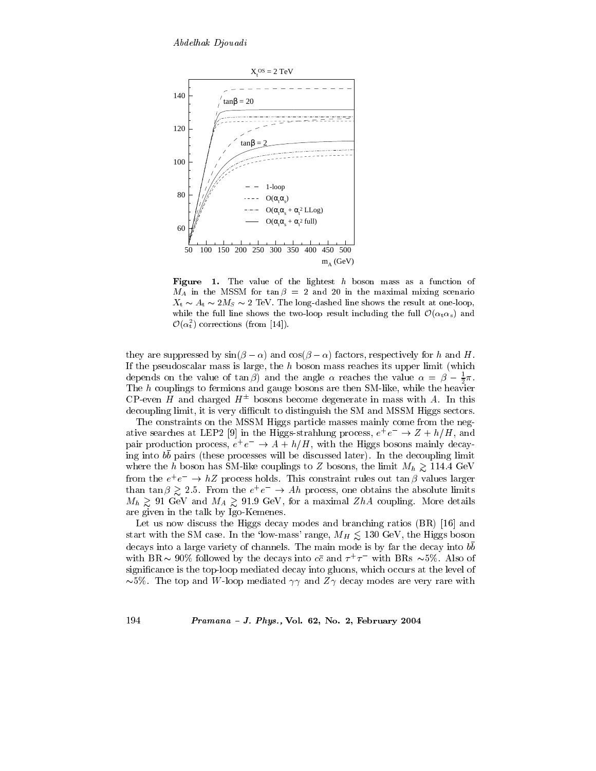**Figure 1.** The value of the lightest $h$ boson mass as a function of $M_A$ in the MSSM for $\tan\beta = 2$ and 20 in the maximal mixing scenario $X_t \sim A_t \sim 2M_S \sim 2$ TeV. The long-dashed line shows the result at one-loop, while the full line shows the two-loop result including the full $\mathcal{O}(\alpha_t\alpha_s)$ and $\mathcal{O}(\alpha_t^2)$ corrections (from [14]).

they are suppressed by $\sin(\beta - \alpha)$ and $\cos(\beta - \alpha)$ factors, respectively for $h$ and $H$. If the pseudoscalar mass is large, the $h$ boson mass reaches its upper limit (which depends on the value of $\tan\beta$) and the angle $\alpha$ reaches the value $\alpha = \beta - \frac{1}{2}\pi$. The $h$ couplings to fermions and gauge bosons are then SM-like, while the heavier CP-even $H$ and charged $H^\pm$ bosons become degenerate in mass with $A$. In this decoupling limit, it is very difficult to distinguish the SM and MSSM Higgs sectors.

The constraints on the MSSM Higgs particle masses mainly come from the negative searches at LEP2 [9] in the Higgs-strahlung process, $e^+e^- \to Z + h/H$, and pair production process, $e^+e^- \to A + h/H$, with the Higgs bosons mainly decaying into $b\bar{b}$ pairs (these processes will be discussed later). In the decoupling limit where the $h$ boson has SM-like couplings to $Z$ bosons, the limit $M_h \gtrsim 114.4$ GeV from the $e^+e^- \to hZ$ process holds. This constraint rules out $\tan\beta$ values larger than $\tan\beta \gtrsim 2.5$. From the $e^+e^- \to Ah$ process, one obtains the absolute limits $M_h \gtrsim 91$ GeV and $M_A \gtrsim 91.9$ GeV, for a maximal $ZhA$ coupling. More details are given in the talk by Igo-Kemenes.

Let us now discuss the Higgs decay modes and branching ratios (BR) [16] and start with the SM case. In the 'low-mass' range, $M_H \lesssim 130$ GeV, the Higgs boson decays into a large variety of channels. The main mode is by far the decay into $b\bar{b}$ with BR$\sim 90\%$ followed by the decays into $c\bar{c}$ and $\tau^+\tau^-$ with BRs $\sim$5%. Also of significance is the top-loop mediated decay into gluons, which occurs at the level of $\sim$5%. The top and $W$-loop mediated $\gamma\gamma$ and $Z\gamma$ decay modes are very rare with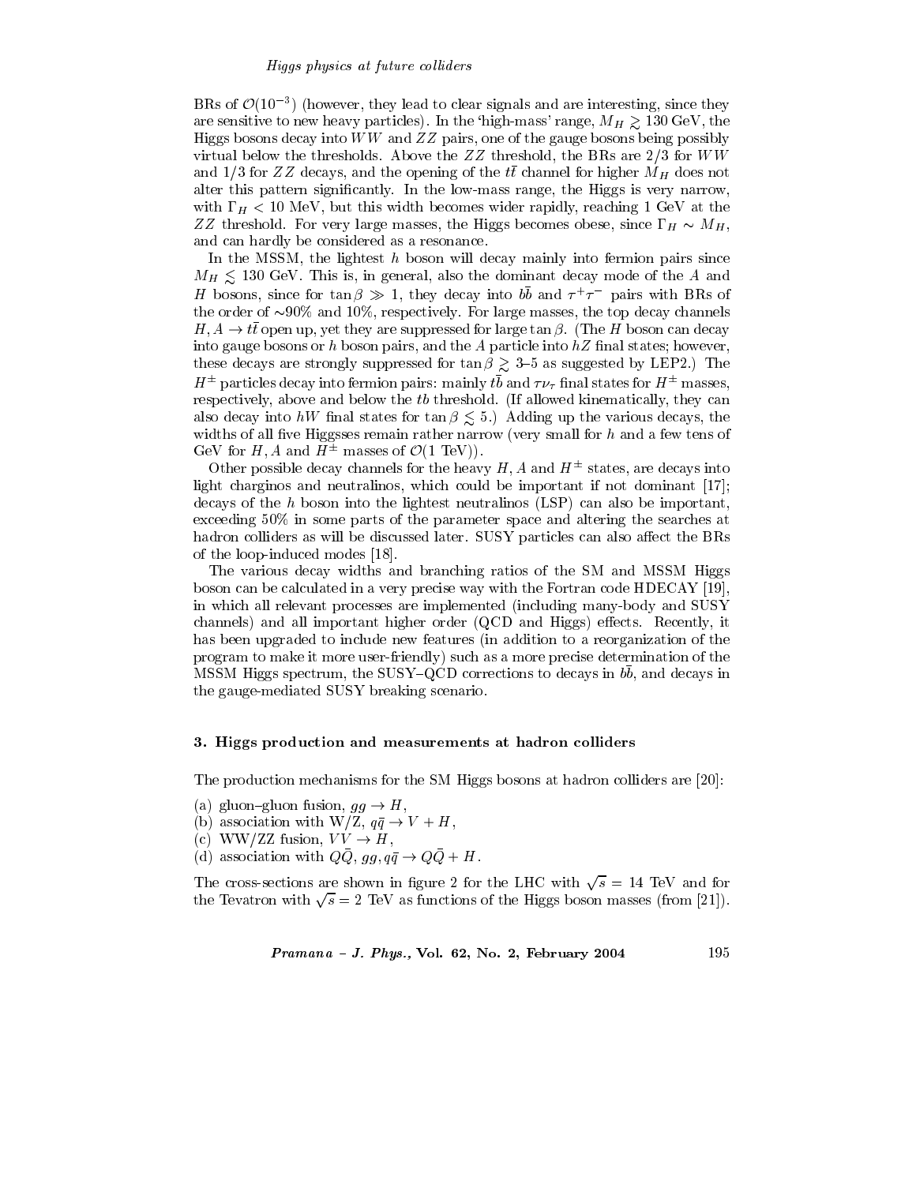BRs of $\mathcal{O}(10^{-3})$ (however, they lead to clear signals and are interesting, since they are sensitive to new heavy particles). In the 'high-mass' range, $M_H \gtrsim 130$ GeV, the Higgs bosons decay into $WW$ and $ZZ$ pairs, one of the gauge bosons being possibly virtual below the thresholds. Above the $ZZ$ threshold, the BRs are 2/3 for $WW$ and 1/3 for $ZZ$ decays, and the opening of the $t\bar{t}$ channel for higher $M_H$ does not alter this pattern significantly. In the low-mass range, the Higgs is very narrow, with $\Gamma_H < 10$ MeV, but this width becomes wider rapidly, reaching 1 GeV at the $ZZ$ threshold. For very large masses, the Higgs becomes obese, since $\Gamma_H \sim M_H$, and can hardly be considered as a resonance.

In the MSSM, the lightest $h$ boson will decay mainly into fermion pairs since $M_H \lesssim 130$ GeV. This is, in general, also the dominant decay mode of the $A$ and $H$ bosons, since for $\tan\beta \gg 1$, they decay into $b\bar{b}$ and $\tau^+\tau^-$ pairs with BRs of the order of $\sim$90% and 10%, respectively. For large masses, the top decay channels $H, A \to t\bar{t}$ open up, yet they are suppressed for large $\tan\beta$. (The $H$ boson can decay into gauge bosons or $h$ boson pairs, and the $A$ particle into $hZ$ final states; however, these decays are strongly suppressed for $\tan\beta \gtrsim$ 3–5 as suggested by LEP2.) The $H^\pm$ particles decay into fermion pairs: mainly $t\bar{b}$ and $\tau\nu_\tau$ final states for $H^\pm$ masses, respectively, above and below the $tb$ threshold. (If allowed kinematically, they can also decay into $hW$ final states for $\tan\beta \lesssim 5$.) Adding up the various decays, the widths of all five Higgsses remain rather narrow (very small for $h$ and a few tens of GeV for $H, A$ and $H^\pm$ masses of $\mathcal{O}(1$ TeV$)$).

Other possible decay channels for the heavy $H$, $A$ and $H^\pm$ states, are decays into light charginos and neutralinos, which could be important if not dominant [17]; decays of the $h$ boson into the lightest neutralinos (LSP) can also be important, exceeding 50% in some parts of the parameter space and altering the searches at hadron colliders as will be discussed later. SUSY particles can also affect the BRs of the loop-induced modes [18].

The various decay widths and branching ratios of the SM and MSSM Higgs boson can be calculated in a very precise way with the Fortran code HDECAY [19], in which all relevant processes are implemented (including many-body and SUSY channels) and all important higher order (QCD and Higgs) effects. Recently, it has been upgraded to include new features (in addition to a reorganization of the program to make it more user-friendly) such as a more precise determination of the MSSM Higgs spectrum, the SUSY–QCD corrections to decays in $b\bar{b}$, and decays in the gauge-mediated SUSY breaking scenario.

## 3. Higgs production and measurements at hadron colliders

The production mechanisms for the SM Higgs bosons at hadron colliders are [20]:

(a) gluon–gluon fusion, $gg \to H$,
(b) association with W/Z, $q\bar{q} \to V + H$,
(c) WW/ZZ fusion, $VV \to H$,
(d) association with $Q\bar{Q}$, $gg, q\bar{q} \to Q\bar{Q} + H$.

The cross-sections are shown in figure 2 for the LHC with $\sqrt{s} = 14$ TeV and for the Tevatron with $\sqrt{s} = 2$ TeV as functions of the Higgs boson masses (from [21]).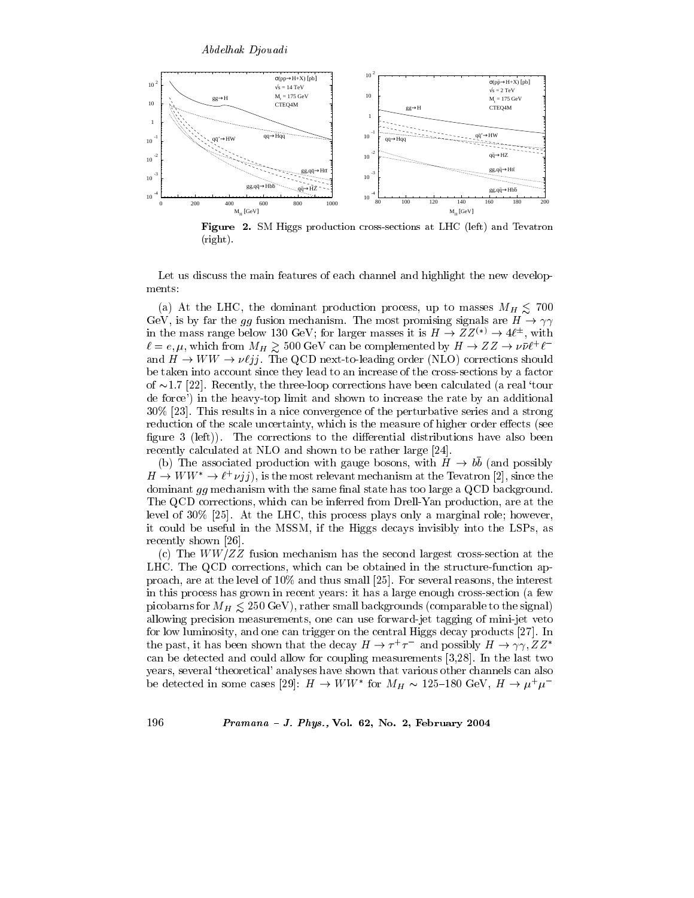**Figure 2.** SM Higgs production cross-sections at LHC (left) and Tevatron (right).

Let us discuss the main features of each channel and highlight the new developments:

(a) At the LHC, the dominant production process, up to masses $M_H \lesssim 700$ GeV, is by far the $gg$ fusion mechanism. The most promising signals are $H \to \gamma\gamma$ in the mass range below 130 GeV; for larger masses it is $H \to ZZ^{(*)} \to 4\ell^{\pm}$, with $\ell = e, \mu$, which from $M_H \gtrsim 500$ GeV can be complemented by $H \to ZZ \to \nu\bar{\nu}\ell^+\ell^-$ and $H \to WW \to \nu\ell jj$. The QCD next-to-leading order (NLO) corrections should be taken into account since they lead to an increase of the cross-sections by a factor of $\sim$1.7 [22]. Recently, the three-loop corrections have been calculated (a real 'tour de force') in the heavy-top limit and shown to increase the rate by an additional 30% [23]. This results in a nice convergence of the perturbative series and a strong reduction of the scale uncertainty, which is the measure of higher order effects (see figure 3 (left)). The corrections to the differential distributions have also been recently calculated at NLO and shown to be rather large [24].

(b) The associated production with gauge bosons, with $H \to b\bar{b}$ (and possibly $H \to WW^* \to \ell^+\nu jj$), is the most relevant mechanism at the Tevatron [2], since the dominant $gg$ mechanism with the same final state has too large a QCD background. The QCD corrections, which can be inferred from Drell-Yan production, are at the level of 30% [25]. At the LHC, this process plays only a marginal role; however, it could be useful in the MSSM, if the Higgs decays invisibly into the LSPs, as recently shown [26].

(c) The $WW/ZZ$ fusion mechanism has the second largest cross-section at the LHC. The QCD corrections, which can be obtained in the structure-function approach, are at the level of 10% and thus small [25]. For several reasons, the interest in this process has grown in recent years: it has a large enough cross-section (a few picobarns for $M_H \lesssim 250$ GeV), rather small backgrounds (comparable to the signal) allowing precision measurements, one can use forward-jet tagging of mini-jet veto for low luminosity, and one can trigger on the central Higgs decay products [27]. In the past, it has been shown that the decay $H \to \tau^+\tau^-$ and possibly $H \to \gamma\gamma, ZZ^*$ can be detected and could allow for coupling measurements [3,28]. In the last two years, several 'theoretical' analyses have shown that various other channels can also be detected in some cases [29]: $H \to WW^*$ for $M_H \sim$ 125–180 GeV, $H \to \mu^+\mu^-$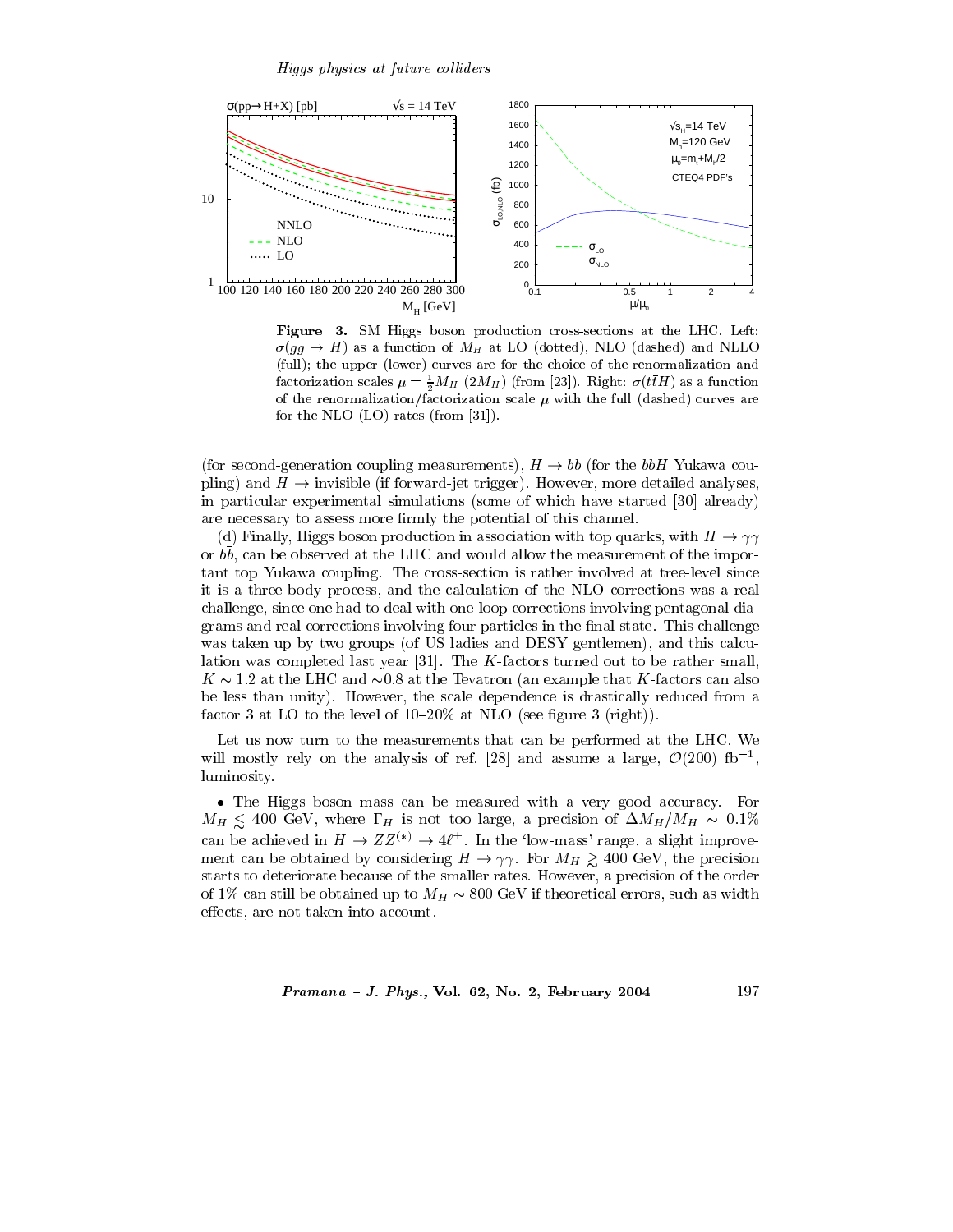**Figure 3.** SM Higgs boson production cross-sections at the LHC. Left: $\sigma(gg \to H)$ as a function of $M_H$ at LO (dotted), NLO (dashed) and NLLO (full); the upper (lower) curves are for the choice of the renormalization and factorization scales $\mu = \frac{1}{2}M_H$ $(2M_H)$ (from [23]). Right: $\sigma(t\bar{t}H)$ as a function of the renormalization/factorization scale $\mu$ with the full (dashed) curves are for the NLO (LO) rates (from [31]).

(for second-generation coupling measurements), $H \to b\bar{b}$ (for the $b\bar{b}H$ Yukawa coupling) and $H \to$ invisible (if forward-jet trigger). However, more detailed analyses, in particular experimental simulations (some of which have started [30] already) are necessary to assess more firmly the potential of this channel.

(d) Finally, Higgs boson production in association with top quarks, with $H \to \gamma\gamma$ or $b\bar{b}$, can be observed at the LHC and would allow the measurement of the important top Yukawa coupling. The cross-section is rather involved at tree-level since it is a three-body process, and the calculation of the NLO corrections was a real challenge, since one had to deal with one-loop corrections involving pentagonal diagrams and real corrections involving four particles in the final state. This challenge was taken up by two groups (of US ladies and DESY gentlemen), and this calculation was completed last year [31]. The $K$-factors turned out to be rather small, $K \sim 1.2$ at the LHC and $\sim 0.8$ at the Tevatron (an example that $K$-factors can also be less than unity). However, the scale dependence is drastically reduced from a factor 3 at LO to the level of 10–20% at NLO (see figure 3 (right)).

Let us now turn to the measurements that can be performed at the LHC. We will mostly rely on the analysis of ref. [28] and assume a large, $\mathcal{O}(200)$ fb$^{-1}$, luminosity.

- The Higgs boson mass can be measured with a very good accuracy. For $M_H \lesssim 400$ GeV, where $\Gamma_H$ is not too large, a precision of $\Delta M_H/M_H \sim 0.1\%$ can be achieved in $H \to ZZ^{(*)} \to 4\ell^{\pm}$. In the 'low-mass' range, a slight improvement can be obtained by considering $H \to \gamma\gamma$. For $M_H \gtrsim 400$ GeV, the precision starts to deteriorate because of the smaller rates. However, a precision of the order of 1% can still be obtained up to $M_H \sim 800$ GeV if theoretical errors, such as width effects, are not taken into account.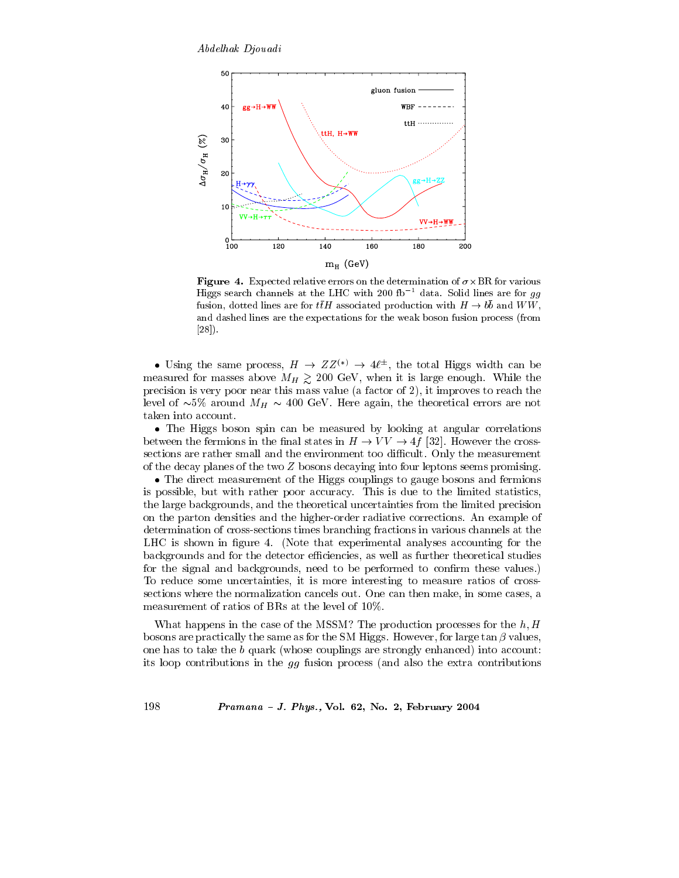**Figure 4.** Expected relative errors on the determination of $\sigma \times \mathrm{BR}$ for various Higgs search channels at the LHC with 200 fb$^{-1}$ data. Solid lines are for $gg$ fusion, dotted lines are for $t\bar{t}H$ associated production with $H \to b\bar{b}$ and $WW$, and dashed lines are the expectations for the weak boson fusion process (from [28]).

• Using the same process, $H \to ZZ^{(*)} \to 4\ell^{\pm}$, the total Higgs width can be measured for masses above $M_H \gtrsim 200$ GeV, when it is large enough. While the precision is very poor near this mass value (a factor of 2), it improves to reach the level of ∼5% around $M_H \sim 400$ GeV. Here again, the theoretical errors are not taken into account.

• The Higgs boson spin can be measured by looking at angular correlations between the fermions in the final states in $H \to VV \to 4f$ [32]. However the cross-sections are rather small and the environment too difficult. Only the measurement of the decay planes of the two $Z$ bosons decaying into four leptons seems promising.

• The direct measurement of the Higgs couplings to gauge bosons and fermions is possible, but with rather poor accuracy. This is due to the limited statistics, the large backgrounds, and the theoretical uncertainties from the limited precision on the parton densities and the higher-order radiative corrections. An example of determination of cross-sections times branching fractions in various channels at the LHC is shown in figure 4. (Note that experimental analyses accounting for the backgrounds and for the detector efficiencies, as well as further theoretical studies for the signal and backgrounds, need to be performed to confirm these values.) To reduce some uncertainties, it is more interesting to measure ratios of cross-sections where the normalization cancels out. One can then make, in some cases, a measurement of ratios of BRs at the level of 10%.

What happens in the case of the MSSM? The production processes for the $h, H$ bosons are practically the same as for the SM Higgs. However, for large $\tan\beta$ values, one has to take the $b$ quark (whose couplings are strongly enhanced) into account: its loop contributions in the $gg$ fusion process (and also the extra contributions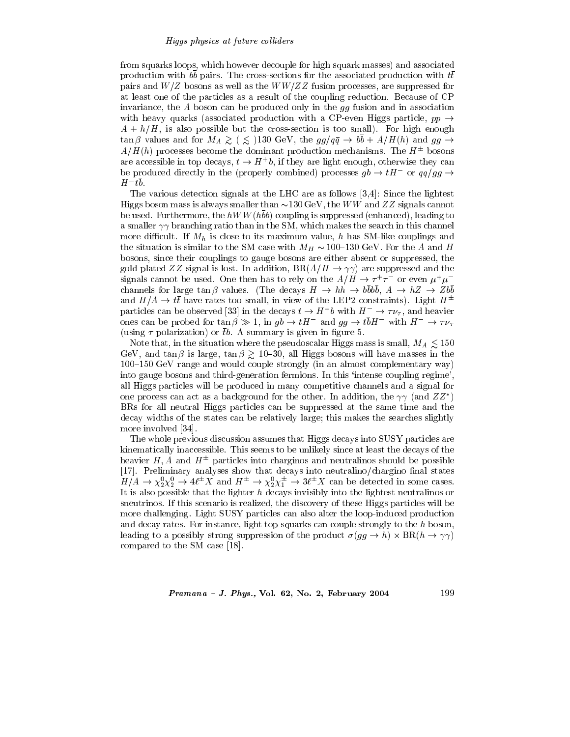from squarks loops, which however decouple for high squark masses) and associated production with $b\bar{b}$ pairs. The cross-sections for the associated production with $t\bar{t}$ pairs and $W/Z$ bosons as well as the $WW/ZZ$ fusion processes, are suppressed for at least one of the particles as a result of the coupling reduction. Because of CP invariance, the $A$ boson can be produced only in the $gg$ fusion and in association with heavy quarks (associated production with a CP-even Higgs particle, $pp \to A + h/H$, is also possible but the cross-section is too small). For high enough $\tan\beta$ values and for $M_A \gtrsim (\lesssim)130$ GeV, the $gg/q\bar{q} \to b\bar{b} + A/H(h)$ and $gg \to A/H(h)$ processes become the dominant production mechanisms. The $H^{\pm}$ bosons are accessible in top decays, $t \to H^+ b$, if they are light enough, otherwise they can be produced directly in the (properly combined) processes $gb \to tH^-$ or $qq/gg \to H^- t\bar{b}$.

The various detection signals at the LHC are as follows [3,4]: Since the lightest Higgs boson mass is always smaller than $\sim$130 GeV, the $WW$ and $ZZ$ signals cannot be used. Furthermore, the $hWW(hb\bar{b})$ coupling is suppressed (enhanced), leading to a smaller $\gamma\gamma$ branching ratio than in the SM, which makes the search in this channel more difficult. If $M_h$ is close to its maximum value, $h$ has SM-like couplings and the situation is similar to the SM case with $M_H \sim 100$–$130$ GeV. For the $A$ and $H$ bosons, since their couplings to gauge bosons are either absent or suppressed, the gold-plated $ZZ$ signal is lost. In addition, $\mathrm{BR}(A/H \to \gamma\gamma)$ are suppressed and the signals cannot be used. One then has to rely on the $A/H \to \tau^+\tau^-$ or even $\mu^+\mu^-$ channels for large $\tan\beta$ values. (The decays $H \to hh \to b\bar{b}b\bar{b}$, $A \to hZ \to Zb\bar{b}$ and $H/A \to t\bar{t}$ have rates too small, in view of the LEP2 constraints). Light $H^{\pm}$ particles can be observed [33] in the decays $t \to H^+ b$ with $H^- \to \tau\nu_\tau$, and heavier ones can be probed for $\tan\beta \gg 1$, in $gb \to tH^-$ and $gg \to t\bar{b}H^-$ with $H^- \to \tau\nu_\tau$ (using $\tau$ polarization) or $\bar{t}b$. A summary is given in figure 5.

Note that, in the situation where the pseudoscalar Higgs mass is small, $M_A \lesssim 150$ GeV, and $\tan\beta$ is large, $\tan\beta \gtrsim 10$–$30$, all Higgs bosons will have masses in the 100–150 GeV range and would couple strongly (in an almost complementary way) into gauge bosons and third-generation fermions. In this 'intense coupling regime', all Higgs particles will be produced in many competitive channels and a signal for one process can act as a background for the other. In addition, the $\gamma\gamma$ (and $ZZ^*$) BRs for all neutral Higgs particles can be suppressed at the same time and the decay widths of the states can be relatively large; this makes the searches slightly more involved [34].

The whole previous discussion assumes that Higgs decays into SUSY particles are kinematically inaccessible. This seems to be unlikely since at least the decays of the heavier $H, A$ and $H^{\pm}$ particles into charginos and neutralinos should be possible [17]. Preliminary analyses show that decays into neutralino/chargino final states $H/A \to \chi_2^0\chi_2^0 \to 4\ell^{\pm}X$ and $H^{\pm} \to \chi_2^0\chi_1^{\pm} \to 3\ell^{\pm}X$ can be detected in some cases. It is also possible that the lighter $h$ decays invisibly into the lightest neutralinos or sneutrinos. If this scenario is realized, the discovery of these Higgs particles will be more challenging. Light SUSY particles can also alter the loop-induced production and decay rates. For instance, light top squarks can couple strongly to the $h$ boson, leading to a possibly strong suppression of the product $\sigma(gg \to h) \times \mathrm{BR}(h \to \gamma\gamma)$ compared to the SM case [18].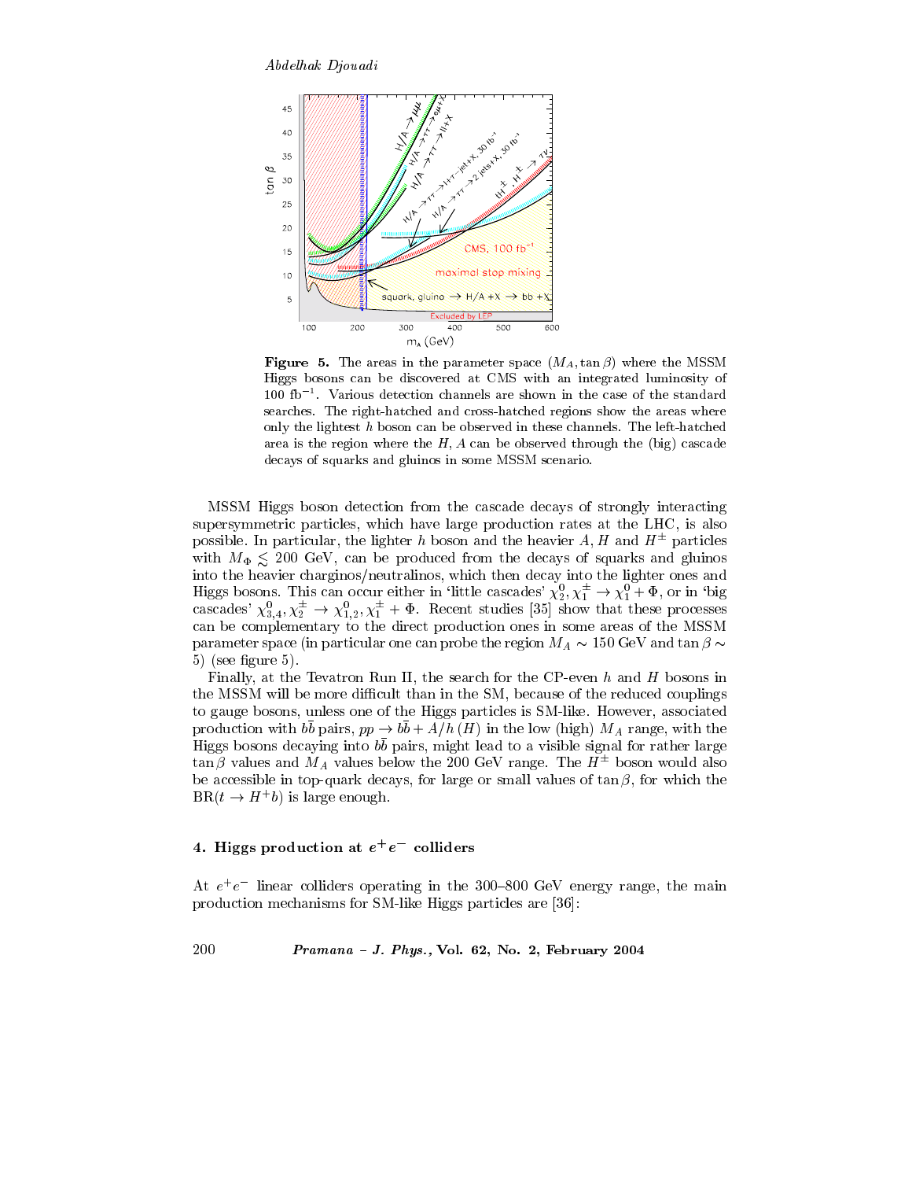**Figure 5.** The areas in the parameter space $(M_A, \tan\beta)$ where the MSSM Higgs bosons can be discovered at CMS with an integrated luminosity of 100 fb$^{-1}$. Various detection channels are shown in the case of the standard searches. The right-hatched and cross-hatched regions show the areas where only the lightest $h$ boson can be observed in these channels. The left-hatched area is the region where the $H, A$ can be observed through the (big) cascade decays of squarks and gluinos in some MSSM scenario.

MSSM Higgs boson detection from the cascade decays of strongly interacting supersymmetric particles, which have large production rates at the LHC, is also possible. In particular, the lighter $h$ boson and the heavier $A, H$ and $H^\pm$ particles with $M_\Phi \lesssim 200$ GeV, can be produced from the decays of squarks and gluinos into the heavier charginos/neutralinos, which then decay into the lighter ones and Higgs bosons. This can occur either in 'little cascades' $\chi_2^0, \chi_1^\pm \to \chi_1^0 + \Phi$, or in 'big cascades' $\chi_{3,4}^0, \chi_2^\pm \to \chi_{1,2}^0, \chi_1^\pm + \Phi$. Recent studies [35] show that these processes can be complementary to the direct production ones in some areas of the MSSM parameter space (in particular one can probe the region $M_A \sim 150$ GeV and $\tan\beta \sim 5$) (see figure 5).

Finally, at the Tevatron Run II, the search for the CP-even $h$ and $H$ bosons in the MSSM will be more difficult than in the SM, because of the reduced couplings to gauge bosons, unless one of the Higgs particles is SM-like. However, associated production with $b\bar{b}$ pairs, $pp \to b\bar{b} + A/h\,(H)$ in the low (high) $M_A$ range, with the Higgs bosons decaying into $b\bar{b}$ pairs, might lead to a visible signal for rather large $\tan\beta$ values and $M_A$ values below the 200 GeV range. The $H^\pm$ boson would also be accessible in top-quark decays, for large or small values of $\tan\beta$, for which the $\mathrm{BR}(t \to H^+ b)$ is large enough.

## 4. Higgs production at $e^+e^-$ colliders

At $e^+e^-$ linear colliders operating in the 300–800 GeV energy range, the main production mechanisms for SM-like Higgs particles are [36]: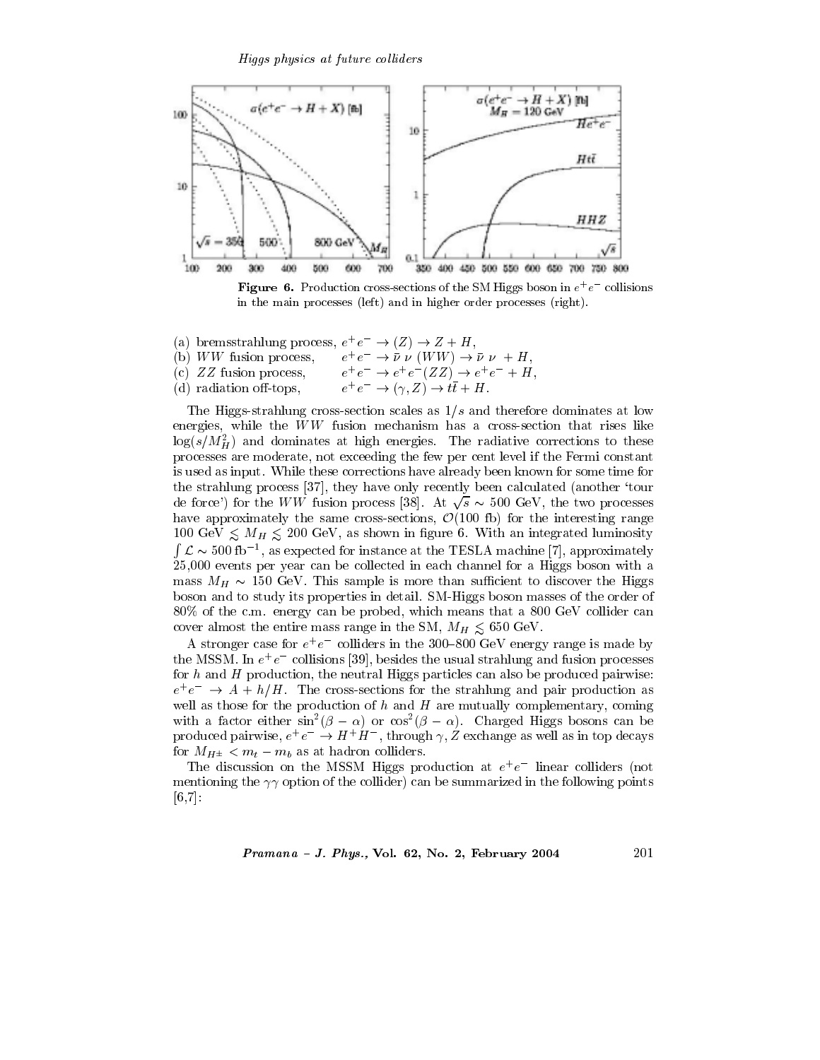**Figure 6.** Production cross-sections of the SM Higgs boson in $e^+e^-$ collisions in the main processes (left) and in higher order processes (right).

(a) bremsstrahlung process, $e^+e^- \to (Z) \to Z + H$,
(b) $WW$ fusion process, $e^+e^- \to \bar{\nu}\,\nu\,(WW) \to \bar{\nu}\,\nu\, + H$,
(c) $ZZ$ fusion process, $e^+e^- \to e^+e^-(ZZ) \to e^+e^- + H$,
(d) radiation off-tops, $e^+e^- \to (\gamma, Z) \to t\bar{t} + H$.

The Higgs-strahlung cross-section scales as $1/s$ and therefore dominates at low energies, while the $WW$ fusion mechanism has a cross-section that rises like $\log(s/M_H^2)$ and dominates at high energies. The radiative corrections to these processes are moderate, not exceeding the few per cent level if the Fermi constant is used as input. While these corrections have already been known for some time for the strahlung process [37], they have only recently been calculated (another 'tour de force') for the $WW$ fusion process [38]. At $\sqrt{s} \sim 500$ GeV, the two processes have approximately the same cross-sections, $\mathcal{O}(100$ fb) for the interesting range 100 GeV $\lesssim M_H \lesssim$ 200 GeV, as shown in figure 6. With an integrated luminosity $\int \mathcal{L} \sim 500\,\text{fb}^{-1}$, as expected for instance at the TESLA machine [7], approximately 25,000 events per year can be collected in each channel for a Higgs boson with a mass $M_H \sim 150$ GeV. This sample is more than sufficient to discover the Higgs boson and to study its properties in detail. SM-Higgs boson masses of the order of 80% of the c.m. energy can be probed, which means that a 800 GeV collider can cover almost the entire mass range in the SM, $M_H \lesssim 650$ GeV.

A stronger case for $e^+e^-$ colliders in the 300–800 GeV energy range is made by the MSSM. In $e^+e^-$ collisions [39], besides the usual strahlung and fusion processes for $h$ and $H$ production, the neutral Higgs particles can also be produced pairwise: $e^+e^- \to A + h/H$. The cross-sections for the strahlung and pair production as well as those for the production of $h$ and $H$ are mutually complementary, coming with a factor either $\sin^2(\beta - \alpha)$ or $\cos^2(\beta - \alpha)$. Charged Higgs bosons can be produced pairwise, $e^+e^- \to H^+H^-$, through $\gamma, Z$ exchange as well as in top decays for $M_{H^\pm} < m_t - m_b$ as at hadron colliders.

The discussion on the MSSM Higgs production at $e^+e^-$ linear colliders (not mentioning the $\gamma\gamma$ option of the collider) can be summarized in the following points [6,7]: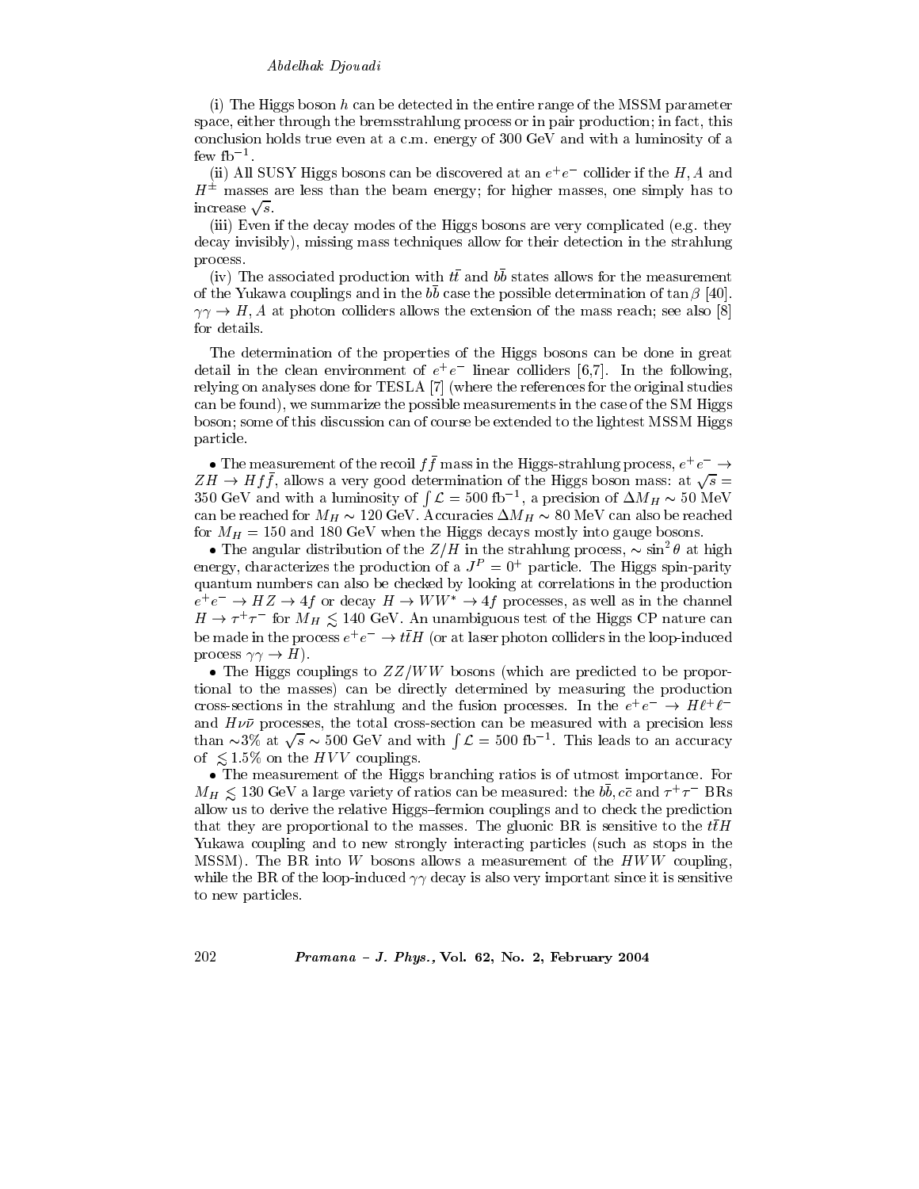(i) The Higgs boson $h$ can be detected in the entire range of the MSSM parameter space, either through the bremsstrahlung process or in pair production; in fact, this conclusion holds true even at a c.m. energy of 300 GeV and with a luminosity of a few $\text{fb}^{-1}$.

(ii) All SUSY Higgs bosons can be discovered at an $e^+e^-$ collider if the $H, A$ and $H^\pm$ masses are less than the beam energy; for higher masses, one simply has to increase $\sqrt{s}$.

(iii) Even if the decay modes of the Higgs bosons are very complicated (e.g. they decay invisibly), missing mass techniques allow for their detection in the strahlung process.

(iv) The associated production with $t\bar{t}$ and $b\bar{b}$ states allows for the measurement of the Yukawa couplings and in the $b\bar{b}$ case the possible determination of $\tan\beta$ [40]. $\gamma\gamma \to H, A$ at photon colliders allows the extension of the mass reach; see also [8] for details.

The determination of the properties of the Higgs bosons can be done in great detail in the clean environment of $e^+e^-$ linear colliders [6,7]. In the following, relying on analyses done for TESLA [7] (where the references for the original studies can be found), we summarize the possible measurements in the case of the SM Higgs boson; some of this discussion can of course be extended to the lightest MSSM Higgs particle.

- The measurement of the recoil $f\bar{f}$ mass in the Higgs-strahlung process, $e^+e^- \to ZH \to Hf\bar{f}$, allows a very good determination of the Higgs boson mass: at $\sqrt{s} = 350$ GeV and with a luminosity of $\int \mathcal{L} = 500\ \text{fb}^{-1}$, a precision of $\Delta M_H \sim 50$ MeV can be reached for $M_H \sim 120$ GeV. Accuracies $\Delta M_H \sim 80$ MeV can also be reached for $M_H = 150$ and 180 GeV when the Higgs decays mostly into gauge bosons.
- The angular distribution of the $Z/H$ in the strahlung process, $\sim \sin^2\theta$ at high energy, characterizes the production of a $J^P = 0^+$ particle. The Higgs spin-parity quantum numbers can also be checked by looking at correlations in the production $e^+e^- \to HZ \to 4f$ or decay $H \to WW^* \to 4f$ processes, as well as in the channel $H \to \tau^+\tau^-$ for $M_H \lesssim 140$ GeV. An unambiguous test of the Higgs CP nature can be made in the process $e^+e^- \to t\bar{t}H$ (or at laser photon colliders in the loop-induced process $\gamma\gamma \to H$).
- The Higgs couplings to $ZZ/WW$ bosons (which are predicted to be proportional to the masses) can be directly determined by measuring the production cross-sections in the strahlung and the fusion processes. In the $e^+e^- \to H\ell^+\ell^-$ and $H\nu\bar{\nu}$ processes, the total cross-section can be measured with a precision less than $\sim 3\%$ at $\sqrt{s} \sim 500$ GeV and with $\int \mathcal{L} = 500\ \text{fb}^{-1}$. This leads to an accuracy of $\lesssim 1.5\%$ on the $HVV$ couplings.
- The measurement of the Higgs branching ratios is of utmost importance. For $M_H \lesssim 130$ GeV a large variety of ratios can be measured: the $b\bar{b}, c\bar{c}$ and $\tau^+\tau^-$ BRs allow us to derive the relative Higgs–fermion couplings and to check the prediction that they are proportional to the masses. The gluonic BR is sensitive to the $t\bar{t}H$ Yukawa coupling and to new strongly interacting particles (such as stops in the MSSM). The BR into $W$ bosons allows a measurement of the $HWW$ coupling, while the BR of the loop-induced $\gamma\gamma$ decay is also very important since it is sensitive to new particles.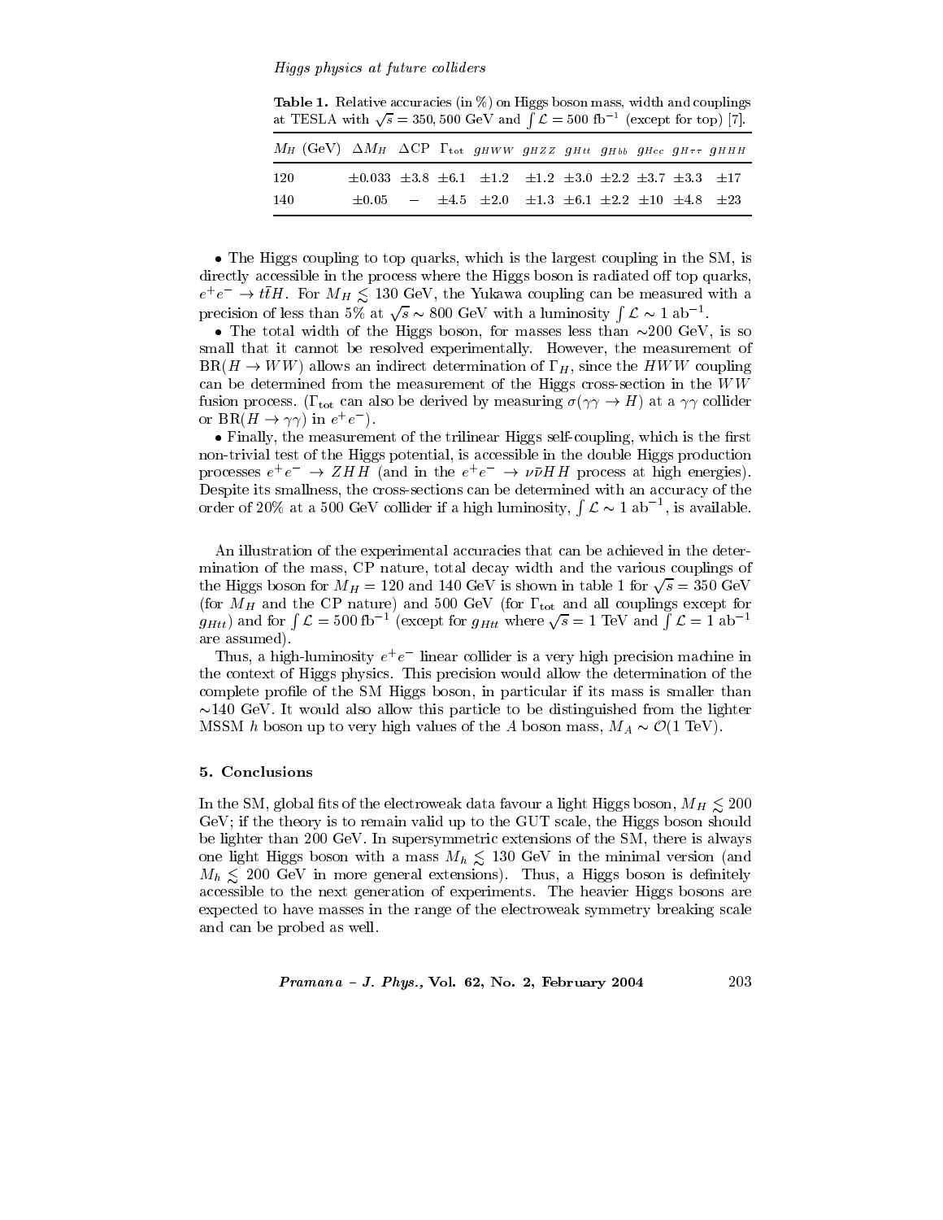**Table 1.** Relative accuracies (in %) on Higgs boson mass, width and couplings at TESLA with $\sqrt{s} = 350, 500$ GeV and $\int \mathcal{L} = 500$ fb$^{-1}$ (except for top) [7].

| $M_H$ (GeV) | $\Delta M_H$ | $\Delta$CP | $\Gamma_{\rm tot}$ | $g_{HWW}$ | $g_{HZZ}$ | $g_{Htt}$ | $g_{Hbb}$ | $g_{Hcc}$ | $g_{H\tau\tau}$ | $g_{HHH}$ |
|---|---|---|---|---|---|---|---|---|---|---|
| 120 | $\pm 0.033$ | $\pm 3.8$ | $\pm 6.1$ | $\pm 1.2$ | $\pm 1.2$ | $\pm 3.0$ | $\pm 2.2$ | $\pm 3.7$ | $\pm 3.3$ | $\pm 17$ |
| 140 | $\pm 0.05$ | $-$ | $\pm 4.5$ | $\pm 2.0$ | $\pm 1.3$ | $\pm 6.1$ | $\pm 2.2$ | $\pm 10$ | $\pm 4.8$ | $\pm 23$ |

• The Higgs coupling to top quarks, which is the largest coupling in the SM, is directly accessible in the process where the Higgs boson is radiated off top quarks, $e^+e^- \to t\bar{t}H$. For $M_H \lesssim 130$ GeV, the Yukawa coupling can be measured with a precision of less than 5% at $\sqrt{s} \sim 800$ GeV with a luminosity $\int \mathcal{L} \sim 1$ ab$^{-1}$.

• The total width of the Higgs boson, for masses less than ~200 GeV, is so small that it cannot be resolved experimentally. However, the measurement of BR($H \to WW$) allows an indirect determination of $\Gamma_H$, since the $HWW$ coupling can be determined from the measurement of the Higgs cross-section in the $WW$ fusion process. ($\Gamma_{\rm tot}$ can also be derived by measuring $\sigma(\gamma\gamma \to H)$ at a $\gamma\gamma$ collider or BR($H \to \gamma\gamma$) in $e^+e^-$).

• Finally, the measurement of the trilinear Higgs self-coupling, which is the first non-trivial test of the Higgs potential, is accessible in the double Higgs production processes $e^+e^- \to ZHH$ (and in the $e^+e^- \to \nu\bar{\nu}HH$ process at high energies). Despite its smallness, the cross-sections can be determined with an accuracy of the order of 20% at a 500 GeV collider if a high luminosity, $\int \mathcal{L} \sim 1$ ab$^{-1}$, is available.

An illustration of the experimental accuracies that can be achieved in the determination of the mass, CP nature, total decay width and the various couplings of the Higgs boson for $M_H = 120$ and 140 GeV is shown in table 1 for $\sqrt{s} = 350$ GeV (for $M_H$ and the CP nature) and 500 GeV (for $\Gamma_{\rm tot}$ and all couplings except for $g_{Htt}$) and for $\int \mathcal{L} = 500$ fb$^{-1}$ (except for $g_{Htt}$ where $\sqrt{s} = 1$ TeV and $\int \mathcal{L} = 1$ ab$^{-1}$ are assumed).

Thus, a high-luminosity $e^+e^-$ linear collider is a very high precision machine in the context of Higgs physics. This precision would allow the determination of the complete profile of the SM Higgs boson, in particular if its mass is smaller than ~140 GeV. It would also allow this particle to be distinguished from the lighter MSSM $h$ boson up to very high values of the $A$ boson mass, $M_A \sim \mathcal{O}(1$ TeV$)$.

## 5. Conclusions

In the SM, global fits of the electroweak data favour a light Higgs boson, $M_H \lesssim 200$ GeV; if the theory is to remain valid up to the GUT scale, the Higgs boson should be lighter than 200 GeV. In supersymmetric extensions of the SM, there is always one light Higgs boson with a mass $M_h \lesssim 130$ GeV in the minimal version (and $M_h \lesssim 200$ GeV in more general extensions). Thus, a Higgs boson is definitely accessible to the next generation of experiments. The heavier Higgs bosons are expected to have masses in the range of the electroweak symmetry breaking scale and can be probed as well.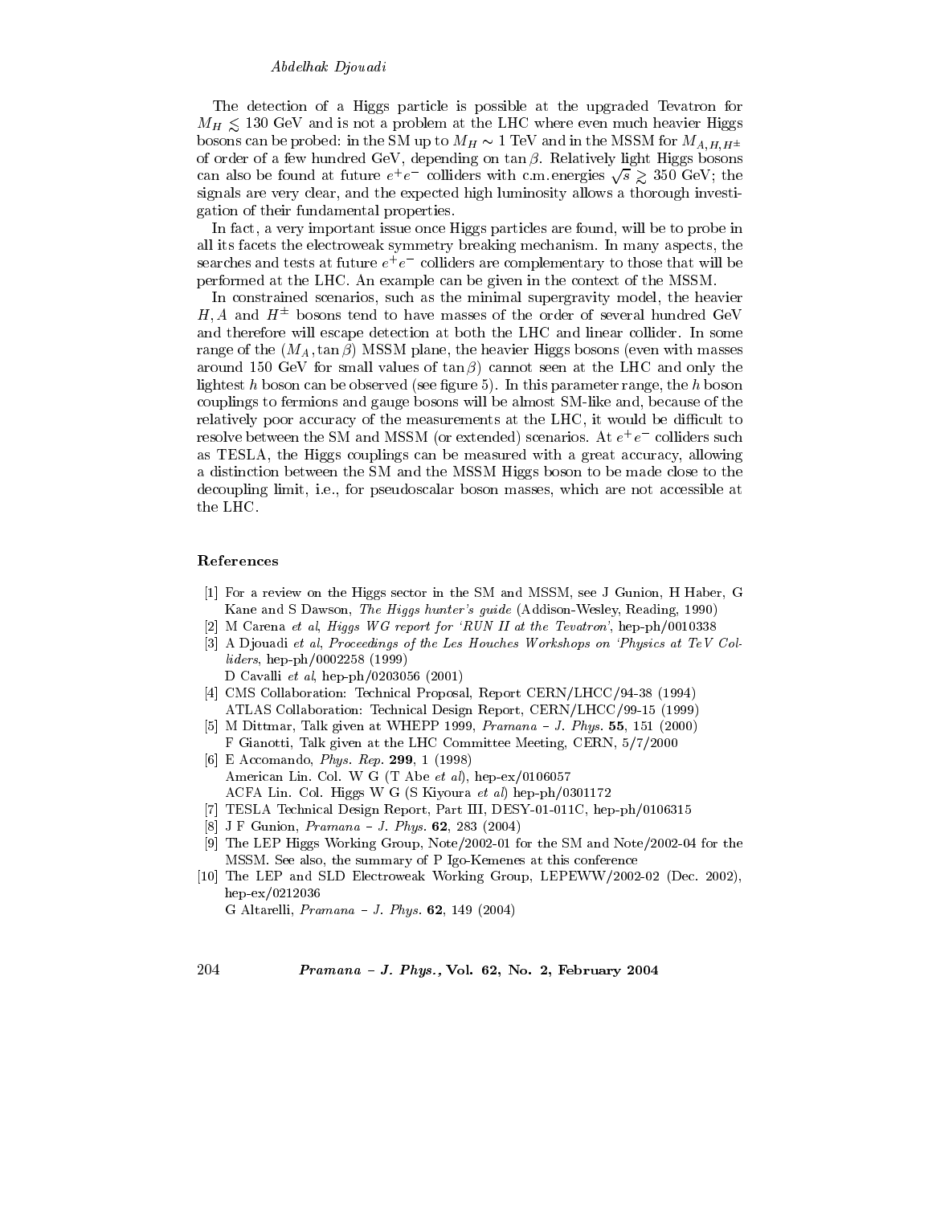The detection of a Higgs particle is possible at the upgraded Tevatron for $M_H \lesssim 130$ GeV and is not a problem at the LHC where even much heavier Higgs bosons can be probed: in the SM up to $M_H \sim 1$ TeV and in the MSSM for $M_{A,H,H^\pm}$ of order of a few hundred GeV, depending on $\tan\beta$. Relatively light Higgs bosons can also be found at future $e^+e^-$ colliders with c.m. energies $\sqrt{s} \gtrsim 350$ GeV; the signals are very clear, and the expected high luminosity allows a thorough investigation of their fundamental properties.

In fact, a very important issue once Higgs particles are found, will be to probe in all its facets the electroweak symmetry breaking mechanism. In many aspects, the searches and tests at future $e^+e^-$ colliders are complementary to those that will be performed at the LHC. An example can be given in the context of the MSSM.

In constrained scenarios, such as the minimal supergravity model, the heavier $H, A$ and $H^\pm$ bosons tend to have masses of the order of several hundred GeV and therefore will escape detection at both the LHC and linear collider. In some range of the $(M_A, \tan\beta)$ MSSM plane, the heavier Higgs bosons (even with masses around 150 GeV for small values of $\tan\beta$) cannot seen at the LHC and only the lightest $h$ boson can be observed (see figure 5). In this parameter range, the $h$ boson couplings to fermions and gauge bosons will be almost SM-like and, because of the relatively poor accuracy of the measurements at the LHC, it would be difficult to resolve between the SM and MSSM (or extended) scenarios. At $e^+e^-$ colliders such as TESLA, the Higgs couplings can be measured with a great accuracy, allowing a distinction between the SM and the MSSM Higgs boson to be made close to the decoupling limit, i.e., for pseudoscalar boson masses, which are not accessible at the LHC.

### References

[1] For a review on the Higgs sector in the SM and MSSM, see J Gunion, H Haber, G Kane and S Dawson, *The Higgs hunter's guide* (Addison-Wesley, Reading, 1990)

[2] M Carena *et al*, *Higgs WG report for 'RUN II at the Tevatron'*, hep-ph/0010338

[3] A Djouadi *et al*, *Proceedings of the Les Houches Workshops on 'Physics at TeV Colliders*, hep-ph/0002258 (1999)
D Cavalli *et al*, hep-ph/0203056 (2001)

[4] CMS Collaboration: Technical Proposal, Report CERN/LHCC/94-38 (1994)
ATLAS Collaboration: Technical Design Report, CERN/LHCC/99-15 (1999)

[5] M Dittmar, Talk given at WHEPP 1999, *Pramana – J. Phys.* **55**, 151 (2000)
F Gianotti, Talk given at the LHC Committee Meeting, CERN, 5/7/2000

[6] E Accomando, *Phys. Rep.* **299**, 1 (1998)
American Lin. Col. W G (T Abe *et al*), hep-ex/0106057
ACFA Lin. Col. Higgs W G (S Kiyoura *et al*) hep-ph/0301172

[7] TESLA Technical Design Report, Part III, DESY-01-011C, hep-ph/0106315

[8] J F Gunion, *Pramana – J. Phys.* **62**, 283 (2004)

[9] The LEP Higgs Working Group, Note/2002-01 for the SM and Note/2002-04 for the MSSM. See also, the summary of P Igo-Kemenes at this conference

[10] The LEP and SLD Electroweak Working Group, LEPEWW/2002-02 (Dec. 2002), hep-ex/0212036
G Altarelli, *Pramana – J. Phys.* **62**, 149 (2004)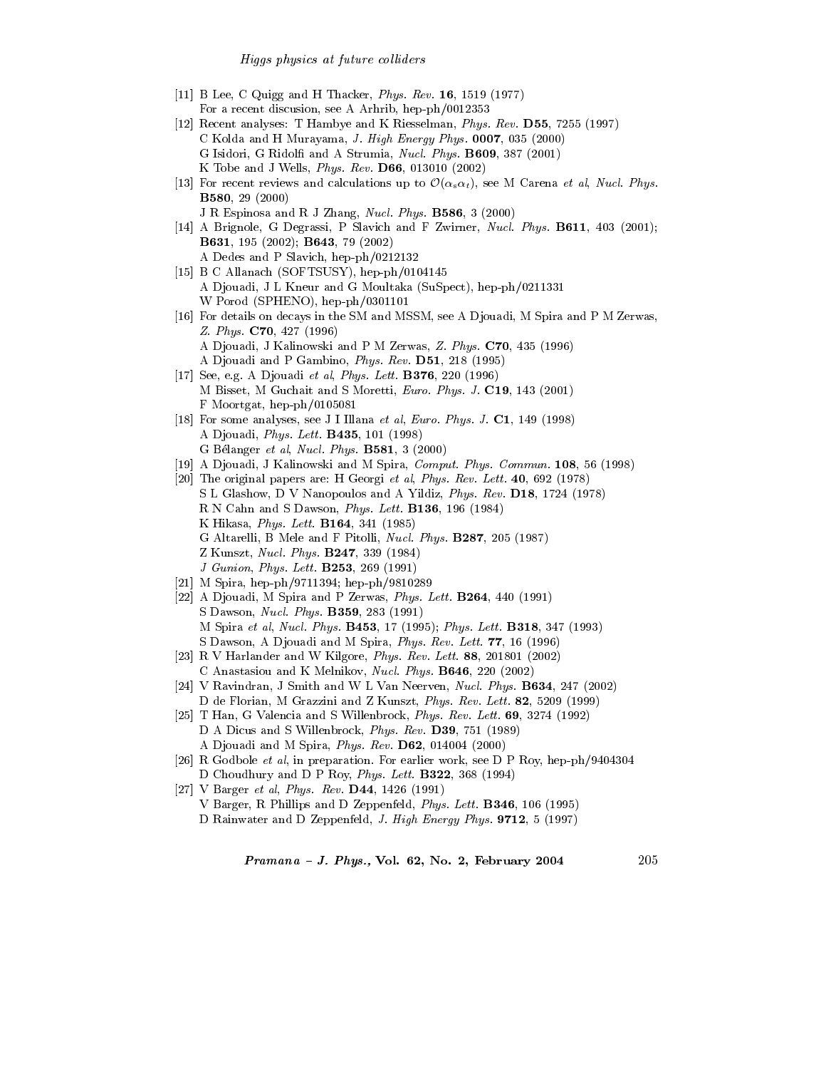[11] B Lee, C Quigg and H Thacker, *Phys. Rev.* **16**, 1519 (1977)
For a recent discusion, see A Arhrib, hep-ph/0012353

[12] Recent analyses: T Hambye and K Riesselman, *Phys. Rev.* **D55**, 7255 (1997)
C Kolda and H Murayama, *J. High Energy Phys.* **0007**, 035 (2000)
G Isidori, G Ridolfi and A Strumia, *Nucl. Phys.* **B609**, 387 (2001)
K Tobe and J Wells, *Phys. Rev.* **D66**, 013010 (2002)

[13] For recent reviews and calculations up to $\mathcal{O}(\alpha_s \alpha_t)$, see M Carena *et al*, *Nucl. Phys.* **B580**, 29 (2000)
J R Espinosa and R J Zhang, *Nucl. Phys.* **B586**, 3 (2000)

[14] A Brignole, G Degrassi, P Slavich and F Zwirner, *Nucl. Phys.* **B611**, 403 (2001); **B631**, 195 (2002); **B643**, 79 (2002)
A Dedes and P Slavich, hep-ph/0212132

[15] B C Allanach (SOFTSUSY), hep-ph/0104145
A Djouadi, J L Kneur and G Moultaka (SuSpect), hep-ph/0211331
W Porod (SPHENO), hep-ph/0301101

[16] For details on decays in the SM and MSSM, see A Djouadi, M Spira and P M Zerwas, *Z. Phys.* **C70**, 427 (1996)
A Djouadi, J Kalinowski and P M Zerwas, *Z. Phys.* **C70**, 435 (1996)
A Djouadi and P Gambino, *Phys. Rev.* **D51**, 218 (1995)

[17] See, e.g. A Djouadi *et al*, *Phys. Lett.* **B376**, 220 (1996)
M Bisset, M Guchait and S Moretti, *Euro. Phys. J.* **C19**, 143 (2001)
F Moortgat, hep-ph/0105081

[18] For some analyses, see J I Illana *et al*, *Euro. Phys. J.* **C1**, 149 (1998)
A Djouadi, *Phys. Lett.* **B435**, 101 (1998)
G Bélanger *et al*, *Nucl. Phys.* **B581**, 3 (2000)

[19] A Djouadi, J Kalinowski and M Spira, *Comput. Phys. Commun.* **108**, 56 (1998)

[20] The original papers are: H Georgi *et al*, *Phys. Rev. Lett.* **40**, 692 (1978)
S L Glashow, D V Nanopoulos and A Yildiz, *Phys. Rev.* **D18**, 1724 (1978)
R N Cahn and S Dawson, *Phys. Lett.* **B136**, 196 (1984)
K Hikasa, *Phys. Lett.* **B164**, 341 (1985)
G Altarelli, B Mele and F Pitolli, *Nucl. Phys.* **B287**, 205 (1987)
Z Kunszt, *Nucl. Phys.* **B247**, 339 (1984)
*J Gunion*, *Phys. Lett.* **B253**, 269 (1991)

[21] M Spira, hep-ph/9711394; hep-ph/9810289

[22] A Djouadi, M Spira and P Zerwas, *Phys. Lett.* **B264**, 440 (1991)
S Dawson, *Nucl. Phys.* **B359**, 283 (1991)
M Spira *et al*, *Nucl. Phys.* **B453**, 17 (1995); *Phys. Lett.* **B318**, 347 (1993)
S Dawson, A Djouadi and M Spira, *Phys. Rev. Lett.* **77**, 16 (1996)

[23] R V Harlander and W Kilgore, *Phys. Rev. Lett.* **88**, 201801 (2002)
C Anastasiou and K Melnikov, *Nucl. Phys.* **B646**, 220 (2002)

[24] V Ravindran, J Smith and W L Van Neerven, *Nucl. Phys.* **B634**, 247 (2002)
D de Florian, M Grazzini and Z Kunszt, *Phys. Rev. Lett.* **82**, 5209 (1999)

[25] T Han, G Valencia and S Willenbrock, *Phys. Rev. Lett.* **69**, 3274 (1992)
D A Dicus and S Willenbrock, *Phys. Rev.* **D39**, 751 (1989)
A Djouadi and M Spira, *Phys. Rev.* **D62**, 014004 (2000)

[26] R Godbole *et al*, in preparation. For earlier work, see D P Roy, hep-ph/9404304
D Choudhury and D P Roy, *Phys. Lett.* **B322**, 368 (1994)

[27] V Barger *et al*, *Phys. Rev.* **D44**, 1426 (1991)
V Barger, R Phillips and D Zeppenfeld, *Phys. Lett.* **B346**, 106 (1995)
D Rainwater and D Zeppenfeld, *J. High Energy Phys.* **9712**, 5 (1997)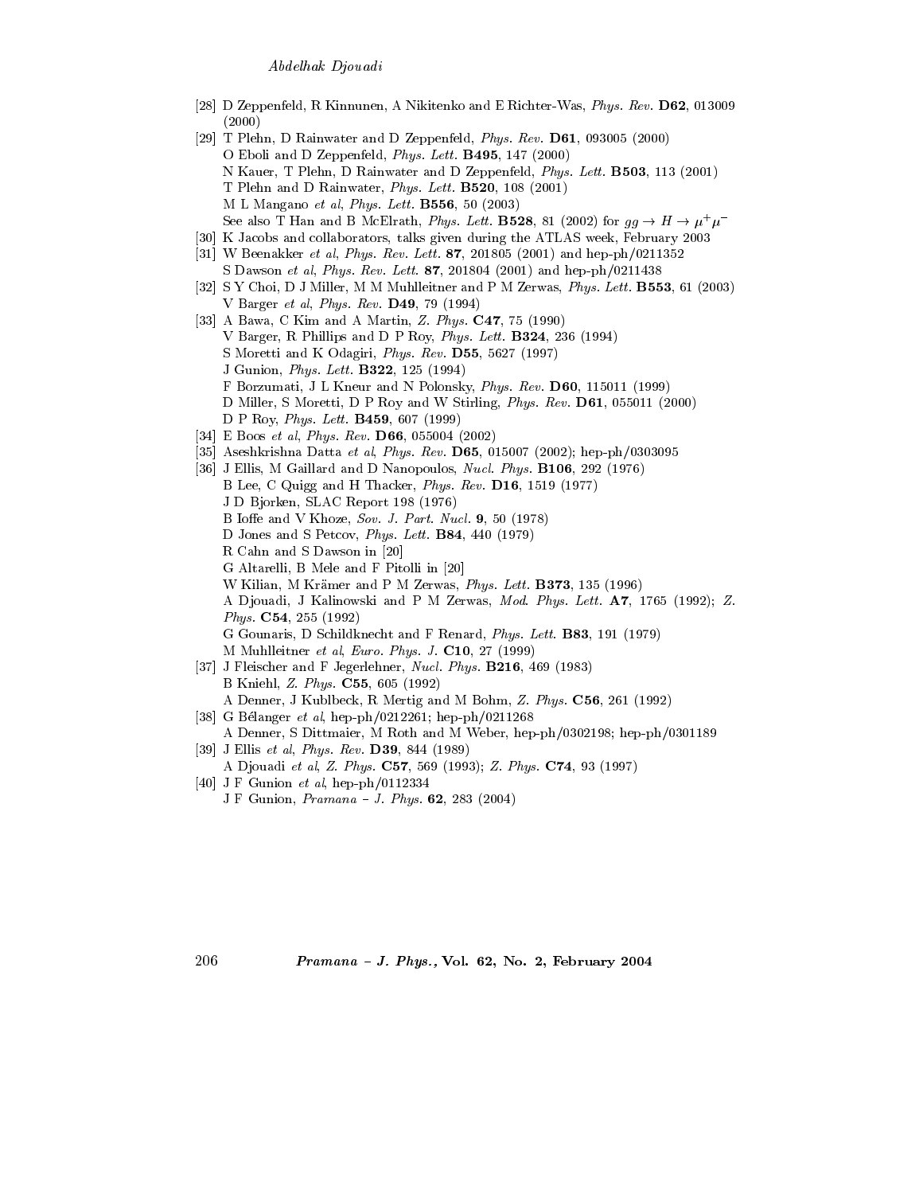[28] D Zeppenfeld, R Kinnunen, A Nikitenko and E Richter-Was, *Phys. Rev.* **D62**, 013009 (2000)

[29] T Plehn, D Rainwater and D Zeppenfeld, *Phys. Rev.* **D61**, 093005 (2000)
O Eboli and D Zeppenfeld, *Phys. Lett.* **B495**, 147 (2000)
N Kauer, T Plehn, D Rainwater and D Zeppenfeld, *Phys. Lett.* **B503**, 113 (2001)
T Plehn and D Rainwater, *Phys. Lett.* **B520**, 108 (2001)
M L Mangano *et al*, *Phys. Lett.* **B556**, 50 (2003)
See also T Han and B McElrath, *Phys. Lett.* **B528**, 81 (2002) for $gg \to H \to \mu^+\mu^-$

[30] K Jacobs and collaborators, talks given during the ATLAS week, February 2003

[31] W Beenakker *et al*, *Phys. Rev. Lett.* **87**, 201805 (2001) and hep-ph/0211352
S Dawson *et al*, *Phys. Rev. Lett.* **87**, 201804 (2001) and hep-ph/0211438

[32] S Y Choi, D J Miller, M M Muhlleitner and P M Zerwas, *Phys. Lett.* **B553**, 61 (2003)
V Barger *et al*, *Phys. Rev.* **D49**, 79 (1994)

[33] A Bawa, C Kim and A Martin, *Z. Phys.* **C47**, 75 (1990)
V Barger, R Phillips and D P Roy, *Phys. Lett.* **B324**, 236 (1994)
S Moretti and K Odagiri, *Phys. Rev.* **D55**, 5627 (1997)
J Gunion, *Phys. Lett.* **B322**, 125 (1994)
F Borzumati, J L Kneur and N Polonsky, *Phys. Rev.* **D60**, 115011 (1999)
D Miller, S Moretti, D P Roy and W Stirling, *Phys. Rev.* **D61**, 055011 (2000)
D P Roy, *Phys. Lett.* **B459**, 607 (1999)

[34] E Boos *et al*, *Phys. Rev.* **D66**, 055004 (2002)

[35] Aseshkrishna Datta *et al*, *Phys. Rev.* **D65**, 015007 (2002); hep-ph/0303095

[36] J Ellis, M Gaillard and D Nanopoulos, *Nucl. Phys.* **B106**, 292 (1976)
B Lee, C Quigg and H Thacker, *Phys. Rev.* **D16**, 1519 (1977)
J D Bjorken, SLAC Report 198 (1976)
B Ioffe and V Khoze, *Sov. J. Part. Nucl.* **9**, 50 (1978)
D Jones and S Petcov, *Phys. Lett.* **B84**, 440 (1979)
R Cahn and S Dawson in [20]
G Altarelli, B Mele and F Pitolli in [20]
W Kilian, M Krämer and P M Zerwas, *Phys. Lett.* **B373**, 135 (1996)
A Djouadi, J Kalinowski and P M Zerwas, *Mod. Phys. Lett.* **A7**, 1765 (1992); *Z. Phys.* **C54**, 255 (1992)
G Gounaris, D Schildknecht and F Renard, *Phys. Lett.* **B83**, 191 (1979)
M Muhlleitner *et al*, *Euro. Phys. J.* **C10**, 27 (1999)

[37] J Fleischer and F Jegerlehner, *Nucl. Phys.* **B216**, 469 (1983)
B Kniehl, *Z. Phys.* **C55**, 605 (1992)
A Denner, J Kublbeck, R Mertig and M Bohm, *Z. Phys.* **C56**, 261 (1992)

[38] G Bélanger *et al*, hep-ph/0212261; hep-ph/0211268
A Denner, S Dittmaier, M Roth and M Weber, hep-ph/0302198; hep-ph/0301189

[39] J Ellis *et al*, *Phys. Rev.* **D39**, 844 (1989)
A Djouadi *et al*, *Z. Phys.* **C57**, 569 (1993); *Z. Phys.* **C74**, 93 (1997)

[40] J F Gunion *et al*, hep-ph/0112334
J F Gunion, *Pramana – J. Phys.* **62**, 283 (2004)